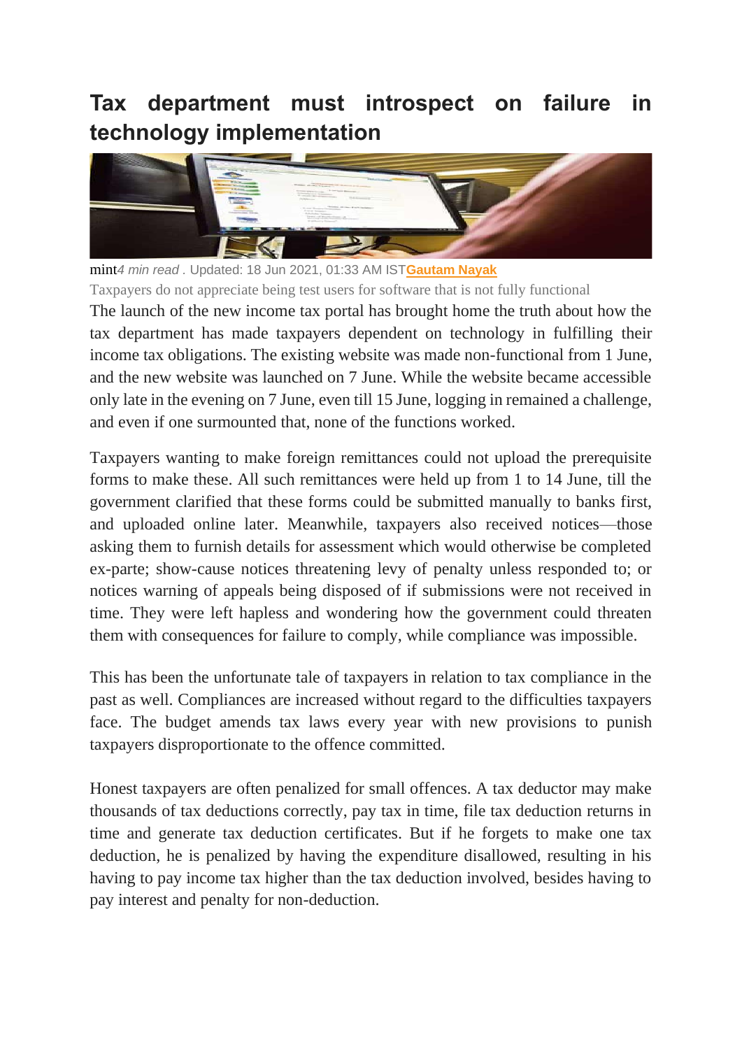# Tax department must introspect on failure in technology implementation

mint*4 min read* . Updated: 18 Jun 2021, 01:33 AM IST**Gautam Nayak**

Taxpayers do not appreciate being test users for software that is not fully functional

The launch of the new income tax portal has brought home the truth about how the tax department has made taxpayers dependent on technology in fulfilling their income tax obligations. The existing website was made non-functional from 1 June, and the new website was launched on 7 June. While the website became accessible only late in the evening on 7 June, even till 15 June, logging in remained a challenge, and even if one surmounted that, none of the functions worked.

Taxpayers wanting to make foreign remittances could not upload the prerequisite forms to make these. All such remittances were held up from 1 to 14 June, till the government clarified that these forms could be submitted manually to banks first, and uploaded online later. Meanwhile, taxpayers also received notices—those asking them to furnish details for assessment which would otherwise be completed ex-parte; show-cause notices threatening levy of penalty unless responded to; or notices warning of appeals being disposed of if submissions were not received in time. They were left hapless and wondering how the government could threaten them with consequences for failure to comply, while compliance was impossible.

This has been the unfortunate tale of taxpayers in relation to tax compliance in the past as well. Compliances are increased without regard to the difficulties taxpayers face. The budget amends tax laws every year with new provisions to punish taxpayers disproportionate to the offence committed.

Honest taxpayers are often penalized for small offences. A tax deductor may make thousands of tax deductions correctly, pay tax in time, file tax deduction returns in time and generate tax deduction certificates. But if he forgets to make one tax deduction, he is penalized by having the expenditure disallowed, resulting in his having to pay income tax higher than the tax deduction involved, besides having to pay interest and penalty for non-deduction.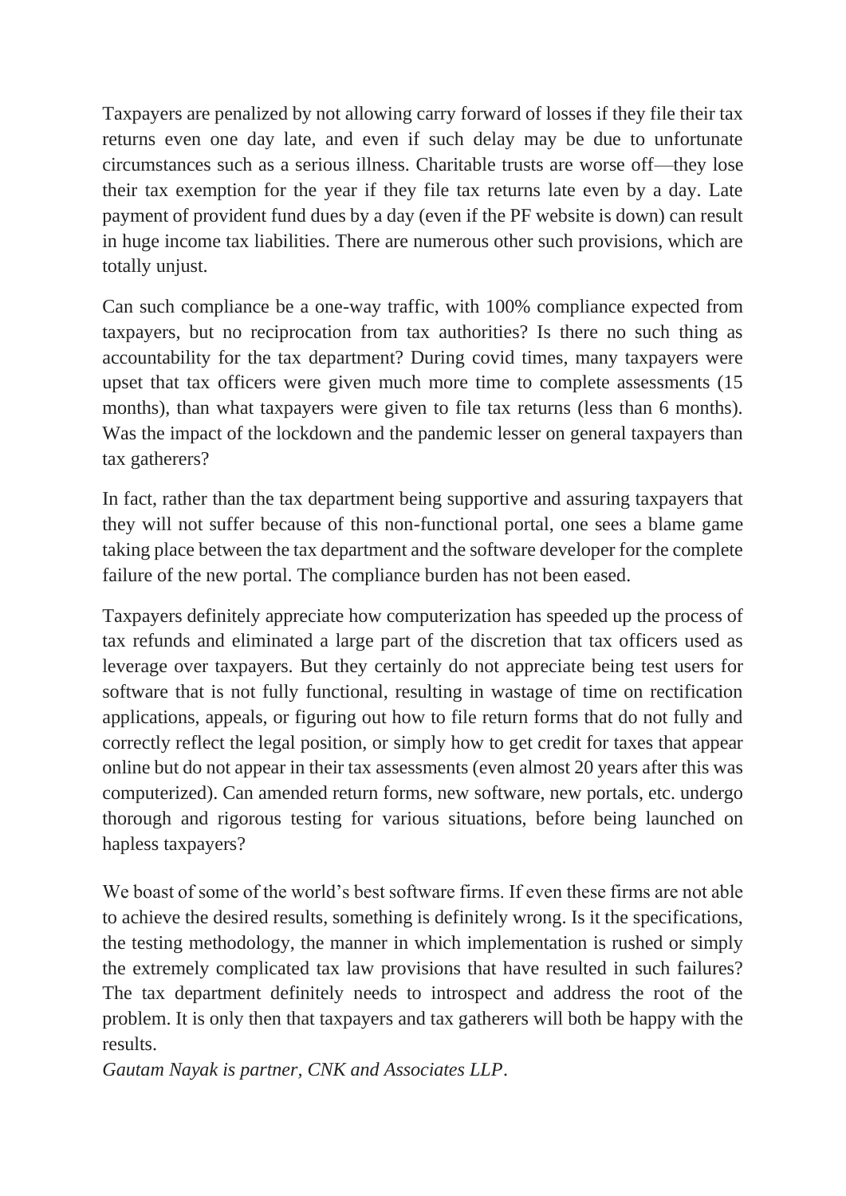Taxpayers are penalized by not allowing carry forward of losses if they file their tax returns even one day late, and even if such delay may be due to unfortunate circumstances such as a serious illness. Charitable trusts are worse off—they lose their tax exemption for the year if they file tax returns late even by a day. Late payment of provident fund dues by a day (even if the PF website is down) can result in huge income tax liabilities. There are numerous other such provisions, which are totally unjust.

Can such compliance be a one-way traffic, with 100% compliance expected from taxpayers, but no reciprocation from tax authorities? Is there no such thing as accountability for the tax department? During covid times, many taxpayers were upset that tax officers were given much more time to complete assessments (15 months), than what taxpayers were given to file tax returns (less than 6 months). Was the impact of the lockdown and the pandemic lesser on general taxpayers than tax gatherers?

In fact, rather than the tax department being supportive and assuring taxpayers that they will not suffer because of this non-functional portal, one sees a blame game taking place between the tax department and the software developer for the complete failure of the new portal. The compliance burden has not been eased.

Taxpayers definitely appreciate how computerization has speeded up the process of tax refunds and eliminated a large part of the discretion that tax officers used as leverage over taxpayers. But they certainly do not appreciate being test users for software that is not fully functional, resulting in wastage of time on rectification applications, appeals, or figuring out how to file return forms that do not fully and correctly reflect the legal position, or simply how to get credit for taxes that appear online but do not appear in their tax assessments (even almost 20 years after this was computerized). Can amended return forms, new software, new portals, etc. undergo thorough and rigorous testing for various situations, before being launched on hapless taxpayers?

We boast of some of the world's best software firms. If even these firms are not able to achieve the desired results, something is definitely wrong. Is it the specifications, the testing methodology, the manner in which implementation is rushed or simply the extremely complicated tax law provisions that have resulted in such failures? The tax department definitely needs to introspect and address the root of the problem. It is only then that taxpayers and tax gatherers will both be happy with the results.

*Gautam Nayak is partner, CNK and Associates LLP*.